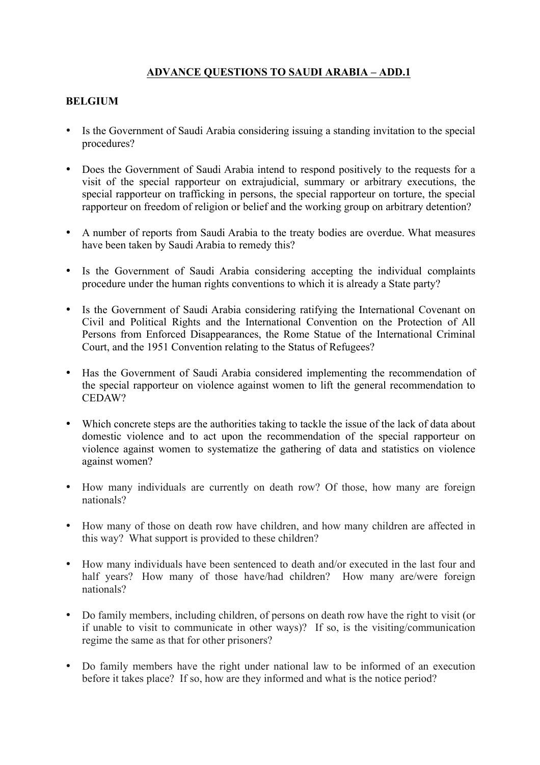## ADVANCE QUESTIONS TO SAUDI ARABIA – ADD.1

### BELGIUM

- Is the Government of Saudi Arabia considering issuing a standing invitation to the special procedures?

- Does the Government of Saudi Arabia intend to respond positively to the requests for a visit of the special rapporteur on extrajudicial, summary or arbitrary executions, the special rapporteur on trafficking in persons, the special rapporteur on torture, the special rapporteur on freedom of religion or belief and the working group on arbitrary detention?

- A number of reports from Saudi Arabia to the treaty bodies are overdue. What measures have been taken by Saudi Arabia to remedy this?

- Is the Government of Saudi Arabia considering accepting the individual complaints procedure under the human rights conventions to which it is already a State party?

- Is the Government of Saudi Arabia considering ratifying the International Covenant on Civil and Political Rights and the International Convention on the Protection of All Persons from Enforced Disappearances, the Rome Statue of the International Criminal Court, and the 1951 Convention relating to the Status of Refugees?

- Has the Government of Saudi Arabia considered implementing the recommendation of the special rapporteur on violence against women to lift the general recommendation to CEDAW?

- Which concrete steps are the authorities taking to tackle the issue of the lack of data about domestic violence and to act upon the recommendation of the special rapporteur on violence against women to systematize the gathering of data and statistics on violence against women?

- How many individuals are currently on death row? Of those, how many are foreign nationals?

- How many of those on death row have children, and how many children are affected in this way? What support is provided to these children?

- How many individuals have been sentenced to death and/or executed in the last four and half years? How many of those have/had children? How many are/were foreign nationals?

- Do family members, including children, of persons on death row have the right to visit (or if unable to visit to communicate in other ways)? If so, is the visiting/communication regime the same as that for other prisoners?

- Do family members have the right under national law to be informed of an execution before it takes place? If so, how are they informed and what is the notice period?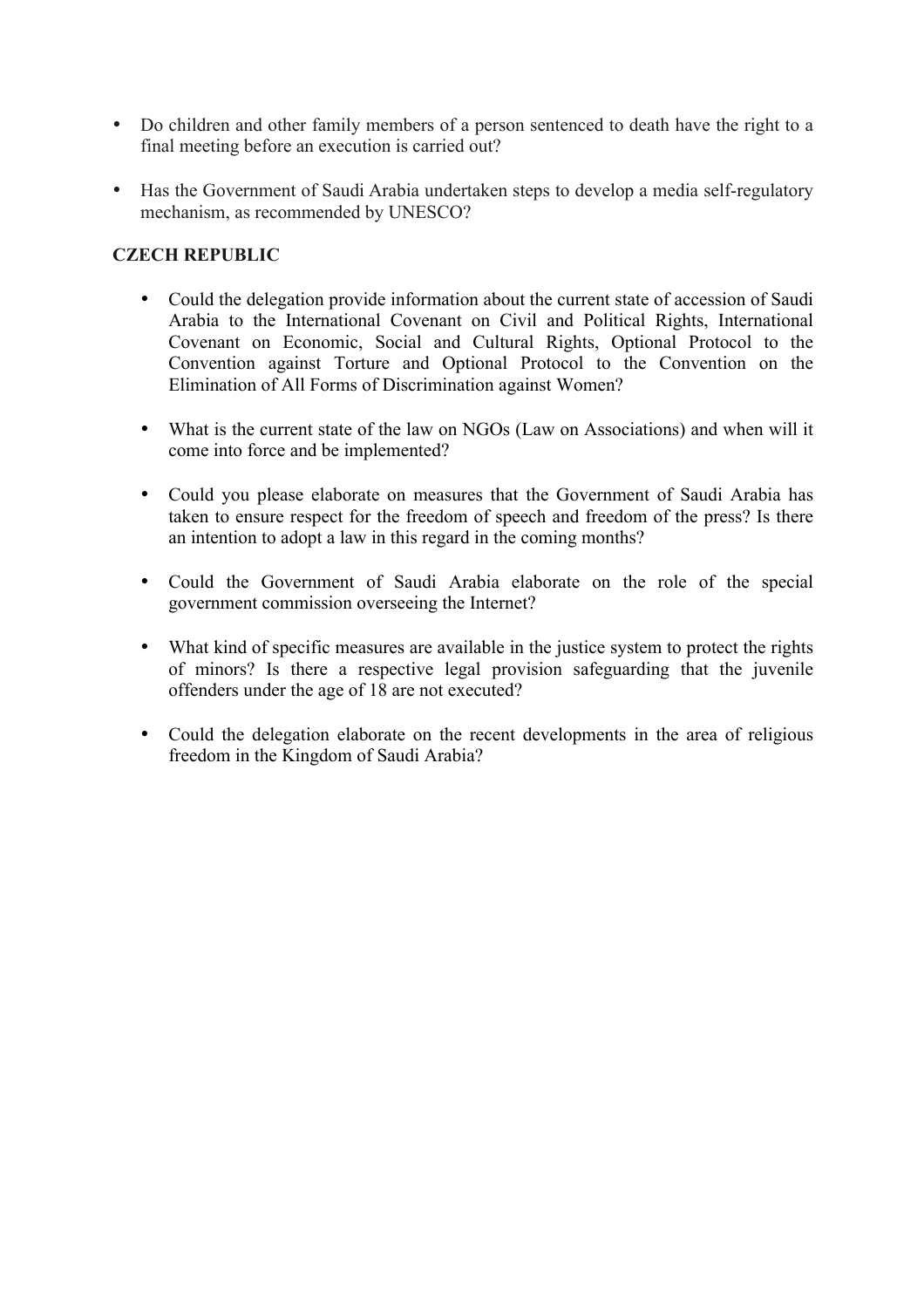- Do children and other family members of a person sentenced to death have the right to a final meeting before an execution is carried out?

- Has the Government of Saudi Arabia undertaken steps to develop a media self-regulatory mechanism, as recommended by UNESCO?

**CZECH REPUBLIC**

- Could the delegation provide information about the current state of accession of Saudi Arabia to the International Covenant on Civil and Political Rights, International Covenant on Economic, Social and Cultural Rights, Optional Protocol to the Convention against Torture and Optional Protocol to the Convention on the Elimination of All Forms of Discrimination against Women?

- What is the current state of the law on NGOs (Law on Associations) and when will it come into force and be implemented?

- Could you please elaborate on measures that the Government of Saudi Arabia has taken to ensure respect for the freedom of speech and freedom of the press? Is there an intention to adopt a law in this regard in the coming months?

- Could the Government of Saudi Arabia elaborate on the role of the special government commission overseeing the Internet?

- What kind of specific measures are available in the justice system to protect the rights of minors? Is there a respective legal provision safeguarding that the juvenile offenders under the age of 18 are not executed?

- Could the delegation elaborate on the recent developments in the area of religious freedom in the Kingdom of Saudi Arabia?